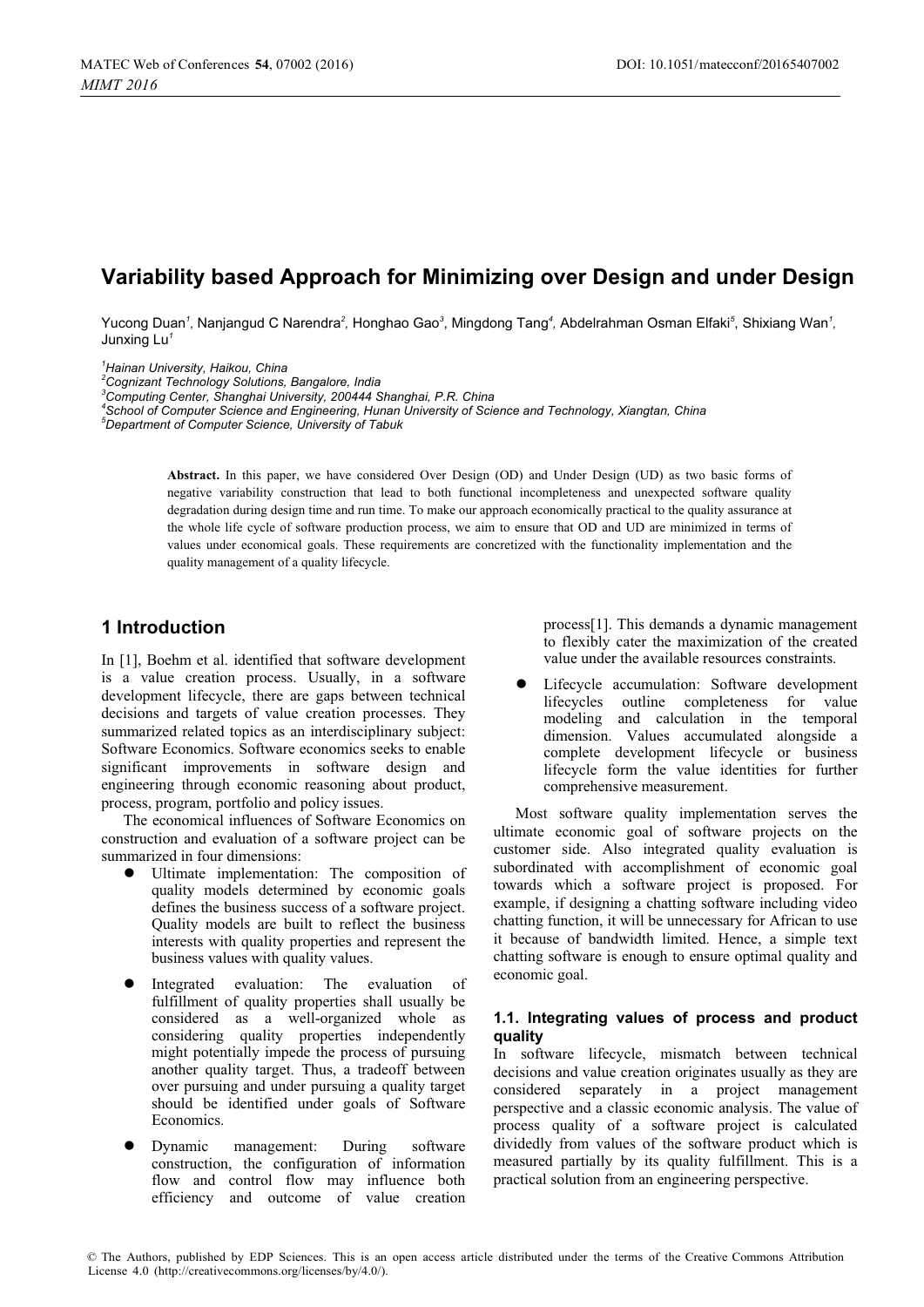# Variability based Approach for Minimizing over Design and under Design

Yucong Duan[1], Nanjangud C Narendra[2], Honghao Gao[3], Mingdong Tang[4], Abdelrahman Osman Elfaki[5], Shixiang Wan[1], Junxing Lu[1]

[1]*Hainan University, Haikou, China*
[2]*Cognizant Technology Solutions, Bangalore, India*
[3]*Computing Center, Shanghai University, 200444 Shanghai, P.R. China*
[4]*School of Computer Science and Engineering, Hunan University of Science and Technology, Xiangtan, China*
[5]*Department of Computer Science, University of Tabuk*

**Abstract.** In this paper, we have considered Over Design (OD) and Under Design (UD) as two basic forms of negative variability construction that lead to both functional incompleteness and unexpected software quality degradation during design time and run time. To make our approach economically practical to the quality assurance at the whole life cycle of software production process, we aim to ensure that OD and UD are minimized in terms of values under economical goals. These requirements are concretized with the functionality implementation and the quality management of a quality lifecycle.

## 1 Introduction

In [1], Boehm et al. identified that software development is a value creation process. Usually, in a software development lifecycle, there are gaps between technical decisions and targets of value creation processes. They summarized related topics as an interdisciplinary subject: Software Economics. Software economics seeks to enable significant improvements in software design and engineering through economic reasoning about product, process, program, portfolio and policy issues.

The economical influences of Software Economics on construction and evaluation of a software project can be summarized in four dimensions:

- Ultimate implementation: The composition of quality models determined by economic goals defines the business success of a software project. Quality models are built to reflect the business interests with quality properties and represent the business values with quality values.
- Integrated evaluation: The evaluation of fulfillment of quality properties shall usually be considered as a well-organized whole as considering quality properties independently might potentially impede the process of pursuing another quality target. Thus, a tradeoff between over pursuing and under pursuing a quality target should be identified under goals of Software Economics.
- Dynamic management: During software construction, the configuration of information flow and control flow may influence both efficiency and outcome of value creation process[1]. This demands a dynamic management to flexibly cater the maximization of the created value under the available resources constraints.
- Lifecycle accumulation: Software development lifecycles outline completeness for value modeling and calculation in the temporal dimension. Values accumulated alongside a complete development lifecycle or business lifecycle form the value identities for further comprehensive measurement.

Most software quality implementation serves the ultimate economic goal of software projects on the customer side. Also integrated quality evaluation is subordinated with accomplishment of economic goal towards which a software project is proposed. For example, if designing a chatting software including video chatting function, it will be unnecessary for African to use it because of bandwidth limited. Hence, a simple text chatting software is enough to ensure optimal quality and economic goal.

### 1.1. Integrating values of process and product quality

In software lifecycle, mismatch between technical decisions and value creation originates usually as they are considered separately in a project management perspective and a classic economic analysis. The value of process quality of a software project is calculated dividedly from values of the software product which is measured partially by its quality fulfillment. This is a practical solution from an engineering perspective.

© The Authors, published by EDP Sciences. This is an open access article distributed under the terms of the Creative Commons Attribution License 4.0 (http://creativecommons.org/licenses/by/4.0/).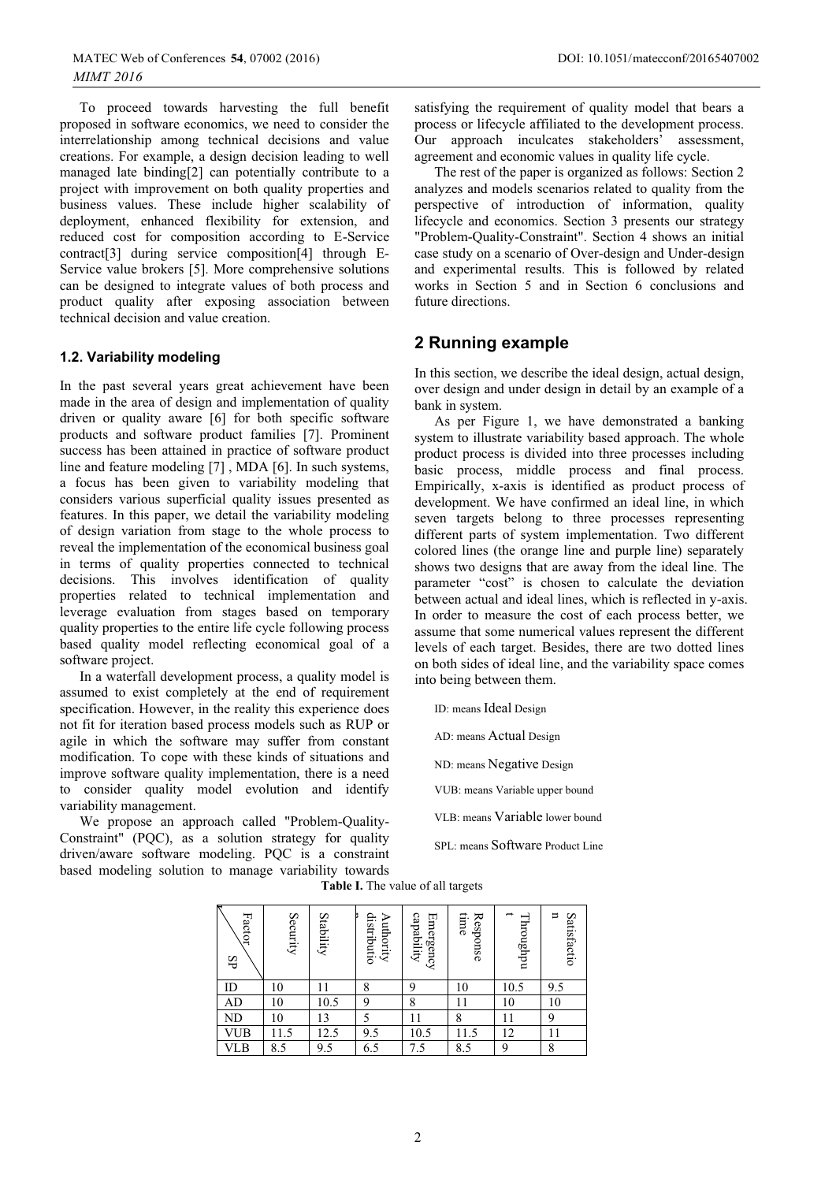To proceed towards harvesting the full benefit proposed in software economics, we need to consider the interrelationship among technical decisions and value creations. For example, a design decision leading to well managed late binding[2] can potentially contribute to a project with improvement on both quality properties and business values. These include higher scalability of deployment, enhanced flexibility for extension, and reduced cost for composition according to E-Service contract[3] during service composition[4] through E-Service value brokers [5]. More comprehensive solutions can be designed to integrate values of both process and product quality after exposing association between technical decision and value creation.

### 1.2. Variability modeling

In the past several years great achievement have been made in the area of design and implementation of quality driven or quality aware [6] for both specific software products and software product families [7]. Prominent success has been attained in practice of software product line and feature modeling [7] , MDA [6]. In such systems, a focus has been given to variability modeling that considers various superficial quality issues presented as features. In this paper, we detail the variability modeling of design variation from stage to the whole process to reveal the implementation of the economical business goal in terms of quality properties connected to technical decisions. This involves identification of quality properties related to technical implementation and leverage evaluation from stages based on temporary quality properties to the entire life cycle following process based quality model reflecting economical goal of a software project.

In a waterfall development process, a quality model is assumed to exist completely at the end of requirement specification. However, in the reality this experience does not fit for iteration based process models such as RUP or agile in which the software may suffer from constant modification. To cope with these kinds of situations and improve software quality implementation, there is a need to consider quality model evolution and identify variability management.

We propose an approach called "Problem-Quality-Constraint" (PQC), as a solution strategy for quality driven/aware software modeling. PQC is a constraint based modeling solution to manage variability towards satisfying the requirement of quality model that bears a process or lifecycle affiliated to the development process. Our approach inculcates stakeholders' assessment, agreement and economic values in quality life cycle.

The rest of the paper is organized as follows: Section 2 analyzes and models scenarios related to quality from the perspective of introduction of information, quality lifecycle and economics. Section 3 presents our strategy "Problem-Quality-Constraint". Section 4 shows an initial case study on a scenario of Over-design and Under-design and experimental results. This is followed by related works in Section 5 and in Section 6 conclusions and future directions.

## 2 Running example

In this section, we describe the ideal design, actual design, over design and under design in detail by an example of a bank in system.

As per Figure 1, we have demonstrated a banking system to illustrate variability based approach. The whole product process is divided into three processes including basic process, middle process and final process. Empirically, x-axis is identified as product process of development. We have confirmed an ideal line, in which seven targets belong to three processes representing different parts of system implementation. Two different colored lines (the orange line and purple line) separately shows two designs that are away from the ideal line. The parameter "cost" is chosen to calculate the deviation between actual and ideal lines, which is reflected in y-axis. In order to measure the cost of each process better, we assume that some numerical values represent the different levels of each target. Besides, there are two dotted lines on both sides of ideal line, and the variability space comes into being between them.

ID: means Ideal Design

AD: means Actual Design

ND: means Negative Design

VUB: means Variable upper bound

VLB: means Variable lower bound

SPL: means Software Product Line

**Table I.** The value of all targets

| Factor / SP | Security | Stability | Authority distribution | Emergency capability | Response time | Throughput | Satisfaction |
|---|---|---|---|---|---|---|---|
| ID | 10 | 11 | 8 | 9 | 10 | 10.5 | 9.5 |
| AD | 10 | 10.5 | 9 | 8 | 11 | 10 | 10 |
| ND | 10 | 13 | 5 | 11 | 8 | 11 | 9 |
| VUB | 11.5 | 12.5 | 9.5 | 10.5 | 11.5 | 12 | 11 |
| VLB | 8.5 | 9.5 | 6.5 | 7.5 | 8.5 | 9 | 8 |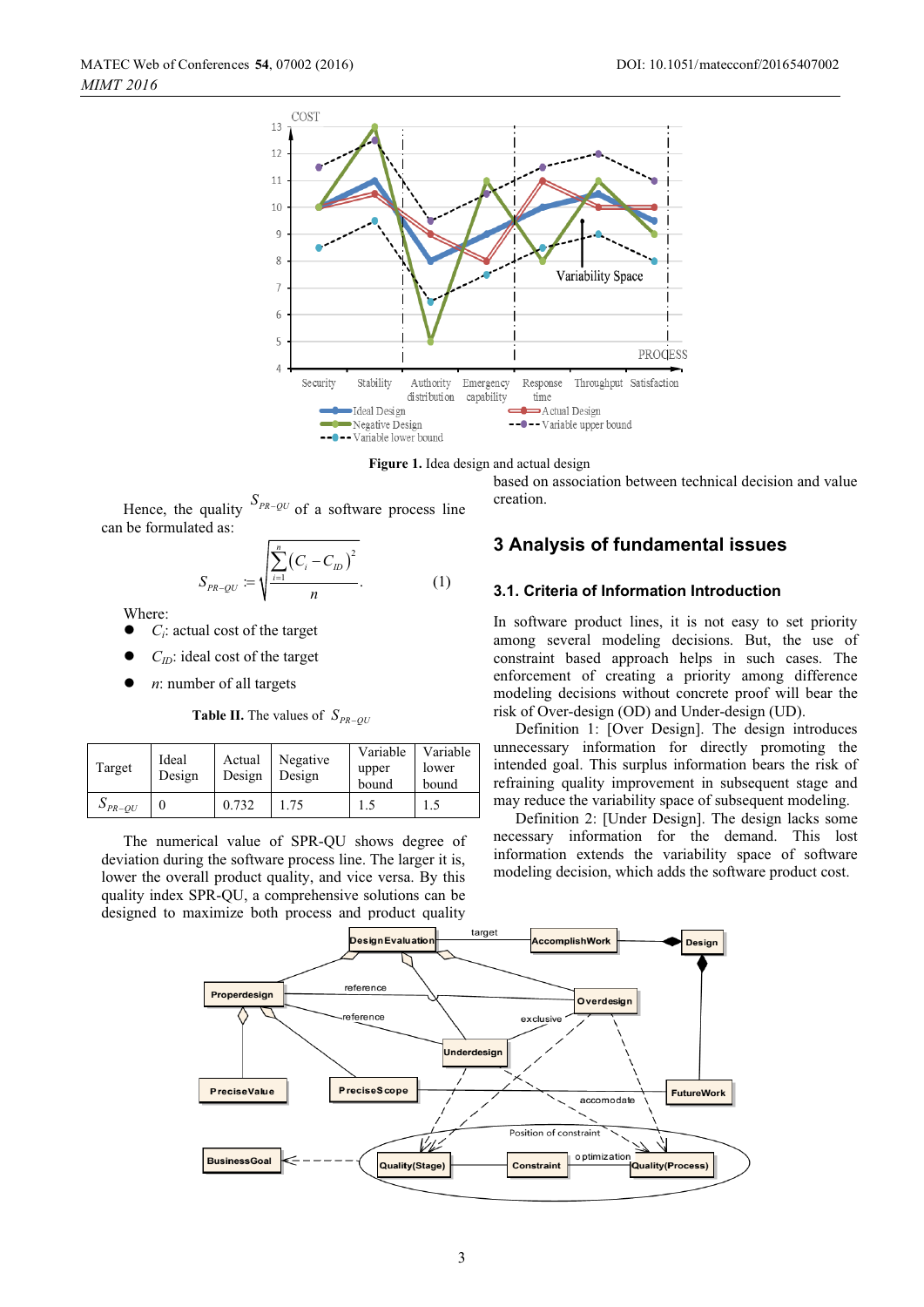**Figure 1.** Idea design and actual design

Hence, the quality $S_{PR-QU}$ of a software process line can be formulated as:

$$S_{PR-QU} := \sqrt{\frac{\sum_{i=1}^{n}(C_i - C_{ID})^2}{n}}. \quad (1)$$

Where:

- $C_i$: actual cost of the target
- $C_{ID}$: ideal cost of the target
- $n$: number of all targets

**Table II.** The values of $S_{PR-QU}$

| Target | Ideal Design | Actual Design | Negative Design | Variable upper bound | Variable lower bound |
|---|---|---|---|---|---|
| $S_{PR-QU}$ | 0 | 0.732 | 1.75 | 1.5 | 1.5 |

The numerical value of SPR-QU shows degree of deviation during the software process line. The larger it is, lower the overall product quality, and vice versa. By this quality index SPR-QU, a comprehensive solutions can be designed to maximize both process and product quality based on association between technical decision and value creation.

## 3 Analysis of fundamental issues

### 3.1. Criteria of Information Introduction

In software product lines, it is not easy to set priority among several modeling decisions. But, the use of constraint based approach helps in such cases. The enforcement of creating a priority among difference modeling decisions without concrete proof will bear the risk of Over-design (OD) and Under-design (UD).

Definition 1: [Over Design]. The design introduces unnecessary information for directly promoting the intended goal. This surplus information bears the risk of refraining quality improvement in subsequent stage and may reduce the variability space of subsequent modeling.

Definition 2: [Under Design]. The design lacks some necessary information for the demand. This lost information extends the variability space of software modeling decision, which adds the software product cost.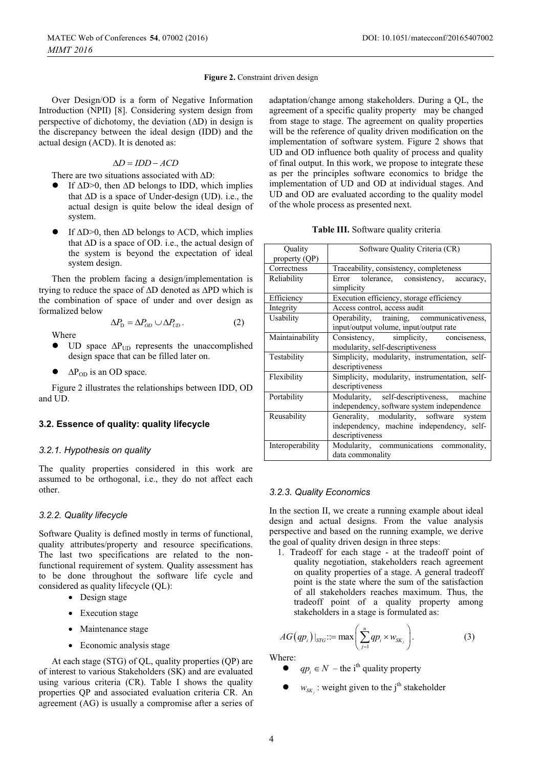**Figure 2.** Constraint driven design

Over Design/OD is a form of Negative Information Introduction (NPII) [8]. Considering system design from perspective of dichotomy, the deviation (ΔD) in design is the discrepancy between the ideal design (IDD) and the actual design (ACD). It is denoted as:

$$\Delta D = IDD - ACD$$

There are two situations associated with ΔD:

- If ΔD>0, then ΔD belongs to IDD, which implies that ΔD is a space of Under-design (UD). i.e., the actual design is quite below the ideal design of system.
- If ΔD>0, then ΔD belongs to ACD, which implies that ΔD is a space of OD. i.e., the actual design of the system is beyond the expectation of ideal system design.

Then the problem facing a design/implementation is trying to reduce the space of ΔD denoted as ΔPD which is the combination of space of under and over design as formalized below

$$\Delta P_D = \Delta P_{OD} \cup \Delta P_{UD}. \quad (2)$$

Where

- UD space $\Delta P_{UD}$ represents the unaccomplished design space that can be filled later on.
- $\Delta P_{OD}$ is an OD space.

Figure 2 illustrates the relationships between IDD, OD and UD.

### 3.2. Essence of quality: quality lifecycle

#### *3.2.1. Hypothesis on quality*

The quality properties considered in this work are assumed to be orthogonal, i.e., they do not affect each other.

#### *3.2.2. Quality lifecycle*

Software Quality is defined mostly in terms of functional, quality attributes/property and resource specifications. The last two specifications are related to the non-functional requirement of system. Quality assessment has to be done throughout the software life cycle and considered as quality lifecycle (QL):

- Design stage
- Execution stage
- Maintenance stage
- Economic analysis stage

At each stage (STG) of QL, quality properties (QP) are of interest to various Stakeholders (SK) and are evaluated using various criteria (CR). Table I shows the quality properties QP and associated evaluation criteria CR. An agreement (AG) is usually a compromise after a series of adaptation/change among stakeholders. During a QL, the agreement of a specific quality property may be changed from stage to stage. The agreement on quality properties will be the reference of quality driven modification on the implementation of software system. Figure 2 shows that UD and OD influence both quality of process and quality of final output. In this work, we propose to integrate these as per the principles software economics to bridge the implementation of UD and OD at individual stages. And UD and OD are evaluated according to the quality model of the whole process as presented next.

**Table III.** Software quality criteria

| Quality property (QP) | Software Quality Criteria (CR) |
|---|---|
| Correctness | Traceability, consistency, completeness |
| Reliability | Error tolerance, consistency, accuracy, simplicity |
| Efficiency | Execution efficiency, storage efficiency |
| Integrity | Access control, access audit |
| Usability | Operability, training, communicativeness, input/output volume, input/output rate |
| Maintainability | Consistency, simplicity, conciseness, modularity, self-descriptiveness |
| Testability | Simplicity, modularity, instrumentation, self-descriptiveness |
| Flexibility | Simplicity, modularity, instrumentation, self-descriptiveness |
| Portability | Modularity, self-descriptiveness, machine independency, software system independence |
| Reusability | Generality, modularity, software system independency, machine independency, self-descriptiveness |
| Interoperability | Modularity, communications commonality, data commonality |

#### *3.2.3. Quality Economics*

In the section II, we create a running example about ideal design and actual designs. From the value analysis perspective and based on the running example, we derive the goal of quality driven design in three steps:

1. Tradeoff for each stage - at the tradeoff point of quality negotiation, stakeholders reach agreement on quality properties of a stage. A general tradeoff point is the state where the sum of the satisfaction of all stakeholders reaches maximum. Thus, the tradeoff point of a quality property among stakeholders in a stage is formulated as:

$$AG(qp_i)|_{STG} ::= \max\left(\sum_{j=1}^{n} qp_i \times w_{SK_j}\right). \quad (3)$$

Where:

- $qp_i \in N$ – the i[th] quality property
- $w_{SK_j}$ : weight given to the j[th] stakeholder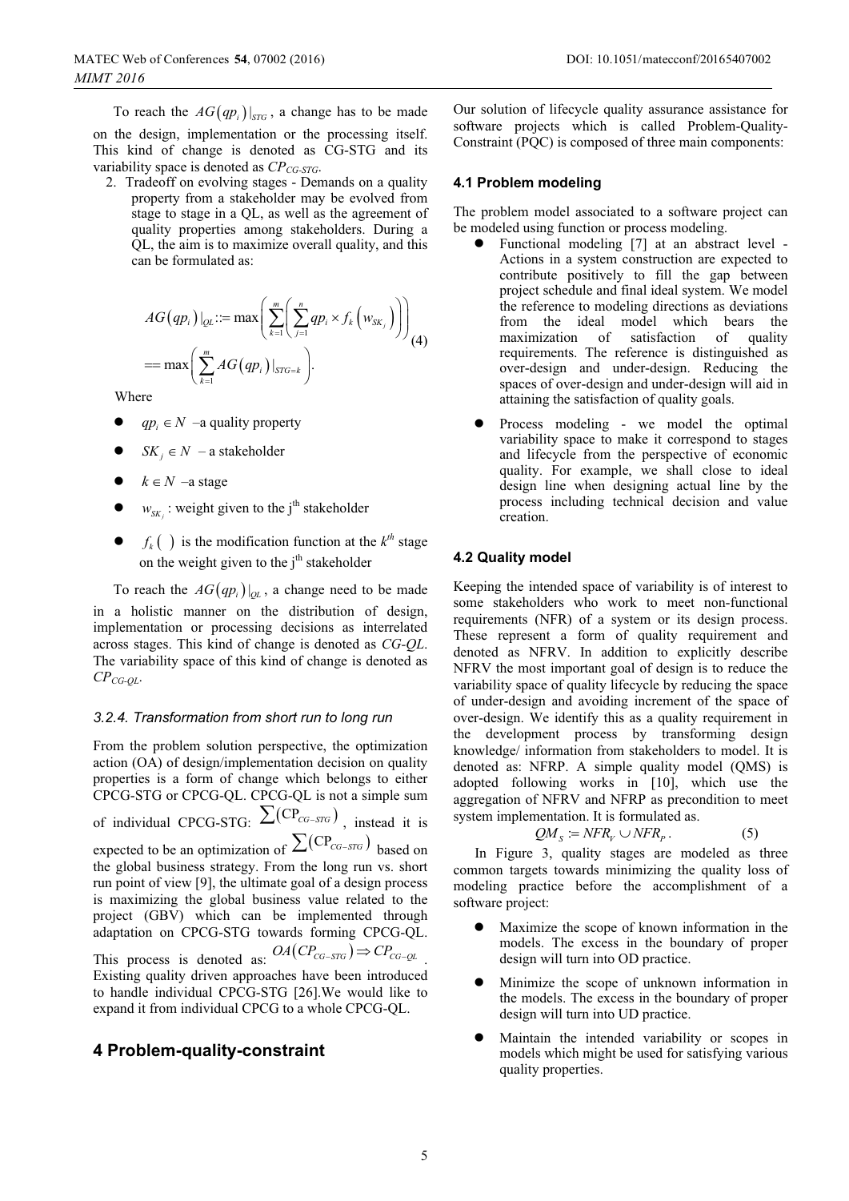To reach the $AG(qp_i)|_{STG}$, a change has to be made on the design, implementation or the processing itself. This kind of change is denoted as CG-STG and its variability space is denoted as $CP_{CG\text{-}STG}$.

2. Tradeoff on evolving stages - Demands on a quality property from a stakeholder may be evolved from stage to stage in a QL, as well as the agreement of quality properties among stakeholders. During a QL, the aim is to maximize overall quality, and this can be formulated as:

$$AG(qp_i)|_{QL} ::= \max\left(\sum_{k=1}^{m}\left(\sum_{j=1}^{n} qp_i \times f_k\left(w_{SK_j}\right)\right)\right) == \max\left(\sum_{k=1}^{m} AG(qp_i)|_{STG=k}\right). \quad (4)$$

Where

- $qp_i \in N$ –a quality property
- $SK_j \in N$ – a stakeholder
- $k \in N$ –a stage
- $w_{SK_j}$ : weight given to the j[th] stakeholder
- $f_k(\ )$ is the modification function at the $k^{th}$ stage on the weight given to the j[th] stakeholder

To reach the $AG(qp_i)|_{QL}$, a change need to be made in a holistic manner on the distribution of design, implementation or processing decisions as interrelated across stages. This kind of change is denoted as *CG-QL*. The variability space of this kind of change is denoted as $CP_{CG\text{-}QL}$.

#### *3.2.4. Transformation from short run to long run*

From the problem solution perspective, the optimization action (OA) of design/implementation decision on quality properties is a form of change which belongs to either CPCG-STG or CPCG-QL. CPCG-QL is not a simple sum of individual CPCG-STG: $\sum(\mathrm{CP}_{CG-STG})$, instead it is expected to be an optimization of $\sum(\mathrm{CP}_{CG-STG})$ based on the global business strategy. From the long run vs. short run point of view [9], the ultimate goal of a design process is maximizing the global business value related to the project (GBV) which can be implemented through adaptation on CPCG-STG towards forming CPCG-QL. This process is denoted as: $OA(CP_{CG-STG}) \Rightarrow CP_{CG-QL}$. Existing quality driven approaches have been introduced to handle individual CPCG-STG [26].We would like to expand it from individual CPCG to a whole CPCG-QL.

## 4 Problem-quality-constraint

Our solution of lifecycle quality assurance assistance for software projects which is called Problem-Quality-Constraint (PQC) is composed of three main components:

### 4.1 Problem modeling

The problem model associated to a software project can be modeled using function or process modeling.

- Functional modeling [7] at an abstract level - Actions in a system construction are expected to contribute positively to fill the gap between project schedule and final ideal system. We model the reference to modeling directions as deviations from the ideal model which bears the maximization of satisfaction of quality requirements. The reference is distinguished as over-design and under-design. Reducing the spaces of over-design and under-design will aid in attaining the satisfaction of quality goals.
- Process modeling - we model the optimal variability space to make it correspond to stages and lifecycle from the perspective of economic quality. For example, we shall close to ideal design line when designing actual line by the process including technical decision and value creation.

### 4.2 Quality model

Keeping the intended space of variability is of interest to some stakeholders who work to meet non-functional requirements (NFR) of a system or its design process. These represent a form of quality requirement and denoted as NFRV. In addition to explicitly describe NFRV the most important goal of design is to reduce the variability space of quality lifecycle by reducing the space of under-design and avoiding increment of the space of over-design. We identify this as a quality requirement in the development process by transforming design knowledge/ information from stakeholders to model. It is denoted as: NFRP. A simple quality model (QMS) is adopted following works in [10], which use the aggregation of NFRV and NFRP as precondition to meet system implementation. It is formulated as.

$$QM_S := NFR_V \cup NFR_P. \quad (5)$$

In Figure 3, quality stages are modeled as three common targets towards minimizing the quality loss of modeling practice before the accomplishment of a software project:

- Maximize the scope of known information in the models. The excess in the boundary of proper design will turn into OD practice.
- Minimize the scope of unknown information in the models. The excess in the boundary of proper design will turn into UD practice.
- Maintain the intended variability or scopes in models which might be used for satisfying various quality properties.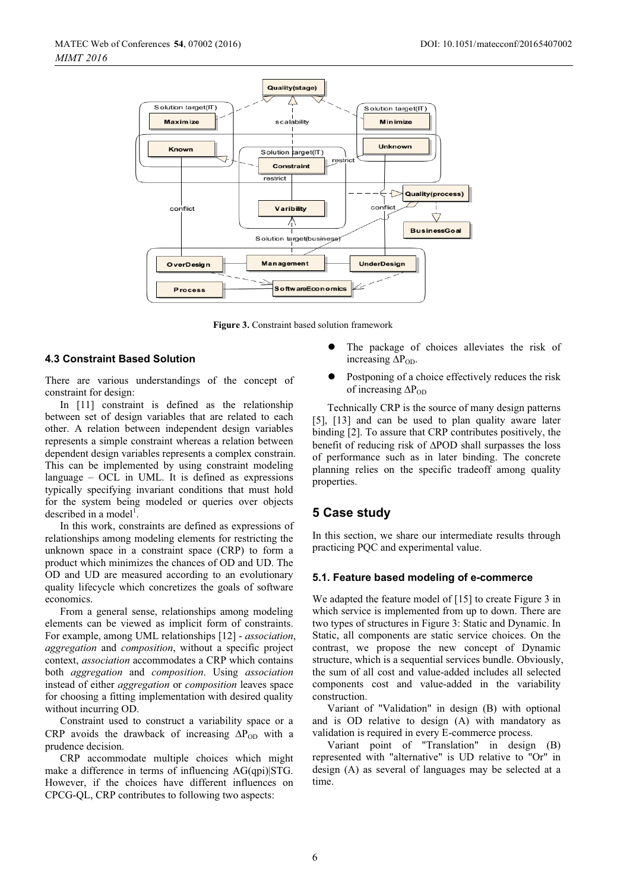Figure 3. Constraint based solution framework

### 4.3 Constraint Based Solution

There are various understandings of the concept of constraint for design:

In [11] constraint is defined as the relationship between set of design variables that are related to each other. A relation between independent design variables represents a simple constraint whereas a relation between dependent design variables represents a complex constrain. This can be implemented by using constraint modeling language – OCL in UML. It is defined as expressions typically specifying invariant conditions that must hold for the system being modeled or queries over objects described in a model[1].

In this work, constraints are defined as expressions of relationships among modeling elements for restricting the unknown space in a constraint space (CRP) to form a product which minimizes the chances of OD and UD. The OD and UD are measured according to an evolutionary quality lifecycle which concretizes the goals of software economics.

From a general sense, relationships among modeling elements can be viewed as implicit form of constraints. For example, among UML relationships [12] - *association*, *aggregation* and *composition*, without a specific project context, *association* accommodates a CRP which contains both *aggregation* and *composition*. Using *association* instead of either *aggregation* or *composition* leaves space for choosing a fitting implementation with desired quality without incurring OD.

Constraint used to construct a variability space or a CRP avoids the drawback of increasing $\Delta P_{OD}$ with a prudence decision.

CRP accommodate multiple choices which might make a difference in terms of influencing AG(qpi)|STG. However, if the choices have different influences on CPCG-QL, CRP contributes to following two aspects:

- The package of choices alleviates the risk of increasing $\Delta P_{OD}$.
- Postponing of a choice effectively reduces the risk of increasing $\Delta P_{OD}$

Technically CRP is the source of many design patterns [5], [13] and can be used to plan quality aware later binding [2]. To assure that CRP contributes positively, the benefit of reducing risk of ΔPOD shall surpasses the loss of performance such as in later binding. The concrete planning relies on the specific tradeoff among quality properties.

## 5 Case study

In this section, we share our intermediate results through practicing PQC and experimental value.

### 5.1. Feature based modeling of e-commerce

We adapted the feature model of [15] to create Figure 3 in which service is implemented from up to down. There are two types of structures in Figure 3: Static and Dynamic. In Static, all components are static service choices. On the contrast, we propose the new concept of Dynamic structure, which is a sequential services bundle. Obviously, the sum of all cost and value-added includes all selected components cost and value-added in the variability construction.

Variant of "Validation" in design (B) with optional and is OD relative to design (A) with mandatory as validation is required in every E-commerce process.

Variant point of "Translation" in design (B) represented with "alternative" is UD relative to "Or" in design (A) as several of languages may be selected at a time.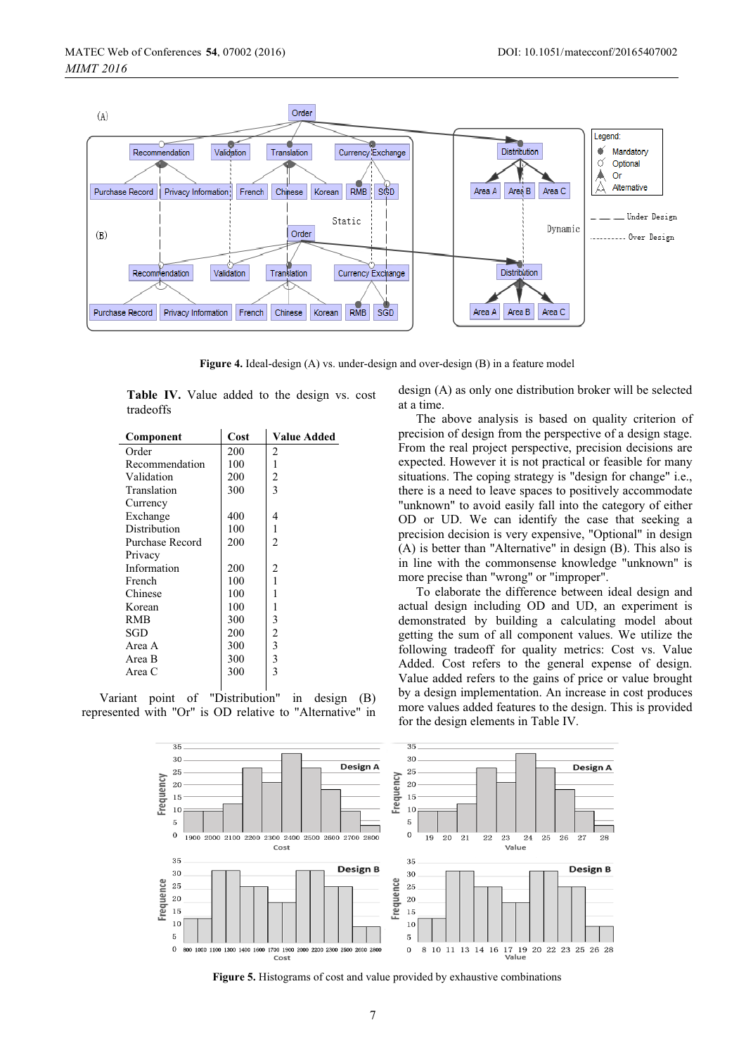**Figure 4.** Ideal-design (A) vs. under-design and over-design (B) in a feature model

**Table IV.** Value added to the design vs. cost tradeoffs

| Component | Cost | Value Added |
|---|---|---|
| Order | 200 | 2 |
| Recommendation | 100 | 1 |
| Validation | 200 | 2 |
| Translation | 300 | 3 |
| Currency Exchange | 400 | 4 |
| Distribution | 100 | 1 |
| Purchase Record | 200 | 2 |
| Privacy Information | 200 | 2 |
| French | 100 | 1 |
| Chinese | 100 | 1 |
| Korean | 100 | 1 |
| RMB | 300 | 3 |
| SGD | 200 | 2 |
| Area A | 300 | 3 |
| Area B | 300 | 3 |
| Area C | 300 | 3 |

Variant point of "Distribution" in design (B) represented with "Or" is OD relative to "Alternative" in design (A) as only one distribution broker will be selected at a time.

The above analysis is based on quality criterion of precision of design from the perspective of a design stage. From the real project perspective, precision decisions are expected. However it is not practical or feasible for many situations. The coping strategy is "design for change" i.e., there is a need to leave spaces to positively accommodate "unknown" to avoid easily fall into the category of either OD or UD. We can identify that seeking a precision decision is very expensive, "Optional" in design (A) is better than "Alternative" in design (B). This also is in line with the commonsense knowledge "unknown" is more precise than "wrong" or "improper".

To elaborate the difference between ideal design and actual design including OD and UD, an experiment is demonstrated by building a calculating model about getting the sum of all component values. We utilize the following tradeoff for quality metrics: Cost vs. Value Added. Cost refers to the general expense of design. Value added refers to the gains of price or value brought by a design implementation. An increase in cost produces more values added features to the design. This is provided for the design elements in Table IV.

**Figure 5.** Histograms of cost and value provided by exhaustive combinations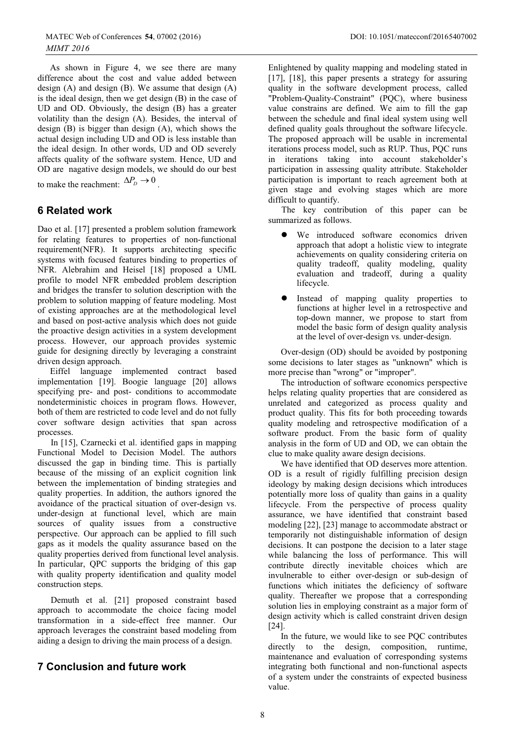As shown in Figure 4, we see there are many difference about the cost and value added between design (A) and design (B). We assume that design (A) is the ideal design, then we get design (B) in the case of UD and OD. Obviously, the design (B) has a greater volatility than the design (A). Besides, the interval of design (B) is bigger than design (A), which shows the actual design including UD and OD is less instable than the ideal design. In other words, UD and OD severely affects quality of the software system. Hence, UD and OD are nagative design models, we should do our best to make the reachment: $\Delta P_D \to 0$.

## 6 Related work

Dao et al. [17] presented a problem solution framework for relating features to properties of non-functional requirement(NFR). It supports architecting specific systems with focused features binding to properties of NFR. Alebrahim and Heisel [18] proposed a UML profile to model NFR embedded problem description and bridges the transfer to solution description with the problem to solution mapping of feature modeling. Most of existing approaches are at the methodological level and based on post-active analysis which does not guide the proactive design activities in a system development process. However, our approach provides systemic guide for designing directly by leveraging a constraint driven design approach.

Eiffel language implemented contract based implementation [19]. Boogie language [20] allows specifying pre- and post- conditions to accommodate nondeterministic choices in program flows. However, both of them are restricted to code level and do not fully cover software design activities that span across processes.

In [15], Czarnecki et al. identified gaps in mapping Functional Model to Decision Model. The authors discussed the gap in binding time. This is partially because of the missing of an explicit cognition link between the implementation of binding strategies and quality properties. In addition, the authors ignored the avoidance of the practical situation of over-design vs. under-design at functional level, which are main sources of quality issues from a constructive perspective. Our approach can be applied to fill such gaps as it models the quality assurance based on the quality properties derived from functional level analysis. In particular, QPC supports the bridging of this gap with quality property identification and quality model construction steps.

Demuth et al. [21] proposed constraint based approach to accommodate the choice facing model transformation in a side-effect free manner. Our approach leverages the constraint based modeling from aiding a design to driving the main process of a design.

## 7 Conclusion and future work

Enlightened by quality mapping and modeling stated in [17], [18], this paper presents a strategy for assuring quality in the software development process, called "Problem-Quality-Constraint" (PQC), where business value constrains are defined. We aim to fill the gap between the schedule and final ideal system using well defined quality goals throughout the software lifecycle. The proposed approach will be usable in incremental iterations process model, such as RUP. Thus, PQC runs in iterations taking into account stakeholder's participation in assessing quality attribute. Stakeholder participation is important to reach agreement both at given stage and evolving stages which are more difficult to quantify.

The key contribution of this paper can be summarized as follows.

- We introduced software economics driven approach that adopt a holistic view to integrate achievements on quality considering criteria on quality tradeoff, quality modeling, quality evaluation and tradeoff, during a quality lifecycle.
- Instead of mapping quality properties to functions at higher level in a retrospective and top-down manner, we propose to start from model the basic form of design quality analysis at the level of over-design vs. under-design.

Over-design (OD) should be avoided by postponing some decisions to later stages as "unknown" which is more precise than "wrong" or "improper".

The introduction of software economics perspective helps relating quality properties that are considered as unrelated and categorized as process quality and product quality. This fits for both proceeding towards quality modeling and retrospective modification of a software product. From the basic form of quality analysis in the form of UD and OD, we can obtain the clue to make quality aware design decisions.

We have identified that OD deserves more attention. OD is a result of rigidly fulfilling precision design ideology by making design decisions which introduces potentially more loss of quality than gains in a quality lifecycle. From the perspective of process quality assurance, we have identified that constraint based modeling [22], [23] manage to accommodate abstract or temporarily not distinguishable information of design decisions. It can postpone the decision to a later stage while balancing the loss of performance. This will contribute directly inevitable choices which are invulnerable to either over-design or sub-design of functions which initiates the deficiency of software quality. Thereafter we propose that a corresponding solution lies in employing constraint as a major form of design activity which is called constraint driven design [24].

In the future, we would like to see PQC contributes directly to the design, composition, runtime, maintenance and evaluation of corresponding systems integrating both functional and non-functional aspects of a system under the constraints of expected business value.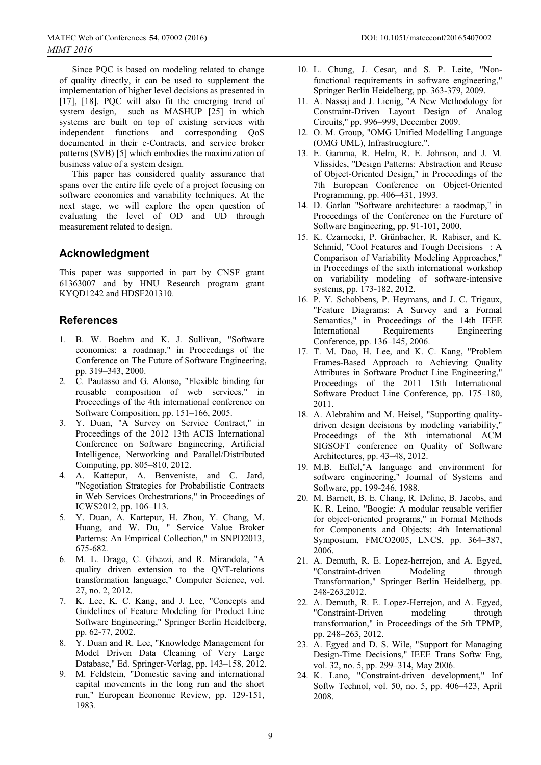Since PQC is based on modeling related to change of quality directly, it can be used to supplement the implementation of higher level decisions as presented in [17], [18]. PQC will also fit the emerging trend of system design, such as MASHUP [25] in which systems are built on top of existing services with independent functions and corresponding QoS documented in their e-Contracts, and service broker patterns (SVB) [5] which embodies the maximization of business value of a system design.

This paper has considered quality assurance that spans over the entire life cycle of a project focusing on software economics and variability techniques. At the next stage, we will explore the open question of evaluating the level of OD and UD through measurement related to design.

## Acknowledgment

This paper was supported in part by CNSF grant 61363007 and by HNU Research program grant KYQD1242 and HDSF201310.

## References

1. B. W. Boehm and K. J. Sullivan, "Software economics: a roadmap," in Proceedings of the Conference on The Future of Software Engineering, pp. 319–343, 2000.
2. C. Pautasso and G. Alonso, "Flexible binding for reusable composition of web services," in Proceedings of the 4th international conference on Software Composition, pp. 151–166, 2005.
3. Y. Duan, "A Survey on Service Contract," in Proceedings of the 2012 13th ACIS International Conference on Software Engineering, Artificial Intelligence, Networking and Parallel/Distributed Computing, pp. 805–810, 2012.
4. A. Kattepur, A. Benveniste, and C. Jard, "Negotiation Strategies for Probabilistic Contracts in Web Services Orchestrations," in Proceedings of ICWS2012, pp. 106–113.
5. Y. Duan, A. Kattepur, H. Zhou, Y. Chang, M. Huang, and W. Du, " Service Value Broker Patterns: An Empirical Collection," in SNPD2013, 675-682.
6. M. L. Drago, C. Ghezzi, and R. Mirandola, "A quality driven extension to the QVT-relations transformation language," Computer Science, vol. 27, no. 2, 2012.
7. K. Lee, K. C. Kang, and J. Lee, "Concepts and Guidelines of Feature Modeling for Product Line Software Engineering," Springer Berlin Heidelberg, pp. 62-77, 2002.
8. Y. Duan and R. Lee, "Knowledge Management for Model Driven Data Cleaning of Very Large Database," Ed. Springer-Verlag, pp. 143–158, 2012.
9. M. Feldstein, "Domestic saving and international capital movements in the long run and the short run," European Economic Review, pp. 129-151, 1983.
10. L. Chung, J. Cesar, and S. P. Leite, "Non-functional requirements in software engineering," Springer Berlin Heidelberg, pp. 363-379, 2009.
11. A. Nassaj and J. Lienig, "A New Methodology for Constraint-Driven Layout Design of Analog Circuits," pp. 996–999, December 2009.
12. O. M. Group, "OMG Unified Modelling Language (OMG UML), Infrastrucgture,".
13. E. Gamma, R. Helm, R. E. Johnson, and J. M. Vlissides, "Design Patterns: Abstraction and Reuse of Object-Oriented Design," in Proceedings of the 7th European Conference on Object-Oriented Programming, pp. 406–431, 1993.
14. D. Garlan "Software architecture: a raodmap," in Proceedings of the Conference on the Fureture of Software Engineering, pp. 91-101, 2000.
15. K. Czarnecki, P. Grünbacher, R. Rabiser, and K. Schmid, "Cool Features and Tough Decisions : A Comparison of Variability Modeling Approaches," in Proceedings of the sixth international workshop on variability modeling of software-intensive systems, pp. 173-182, 2012.
16. P. Y. Schobbens, P. Heymans, and J. C. Trigaux, "Feature Diagrams: A Survey and a Formal Semantics," in Proceedings of the 14th IEEE International Requirements Engineering Conference, pp. 136–145, 2006.
17. T. M. Dao, H. Lee, and K. C. Kang, "Problem Frames-Based Approach to Achieving Quality Attributes in Software Product Line Engineering," Proceedings of the 2011 15th International Software Product Line Conference, pp. 175–180, 2011.
18. A. Alebrahim and M. Heisel, "Supporting quality-driven design decisions by modeling variability," Proceedings of the 8th international ACM SIGSOFT conference on Quality of Software Architectures, pp. 43–48, 2012.
19. M.B. Eiffel,"A language and environment for software engineering," Journal of Systems and Software, pp. 199-246, 1988.
20. M. Barnett, B. E. Chang, R. Deline, B. Jacobs, and K. R. Leino, "Boogie: A modular reusable verifier for object-oriented programs," in Formal Methods for Components and Objects: 4th International Symposium, FMCO2005, LNCS, pp. 364–387, 2006.
21. A. Demuth, R. E. Lopez-herrejon, and A. Egyed, "Constraint-driven Modeling through Transformation," Springer Berlin Heidelberg, pp. 248-263,2012.
22. A. Demuth, R. E. Lopez-Herrejon, and A. Egyed, "Constraint-Driven modeling through transformation," in Proceedings of the 5th TPMP, pp. 248–263, 2012.
23. A. Egyed and D. S. Wile, "Support for Managing Design-Time Decisions," IEEE Trans Softw Eng, vol. 32, no. 5, pp. 299–314, May 2006.
24. K. Lano, "Constraint-driven development," Inf Softw Technol, vol. 50, no. 5, pp. 406–423, April 2008.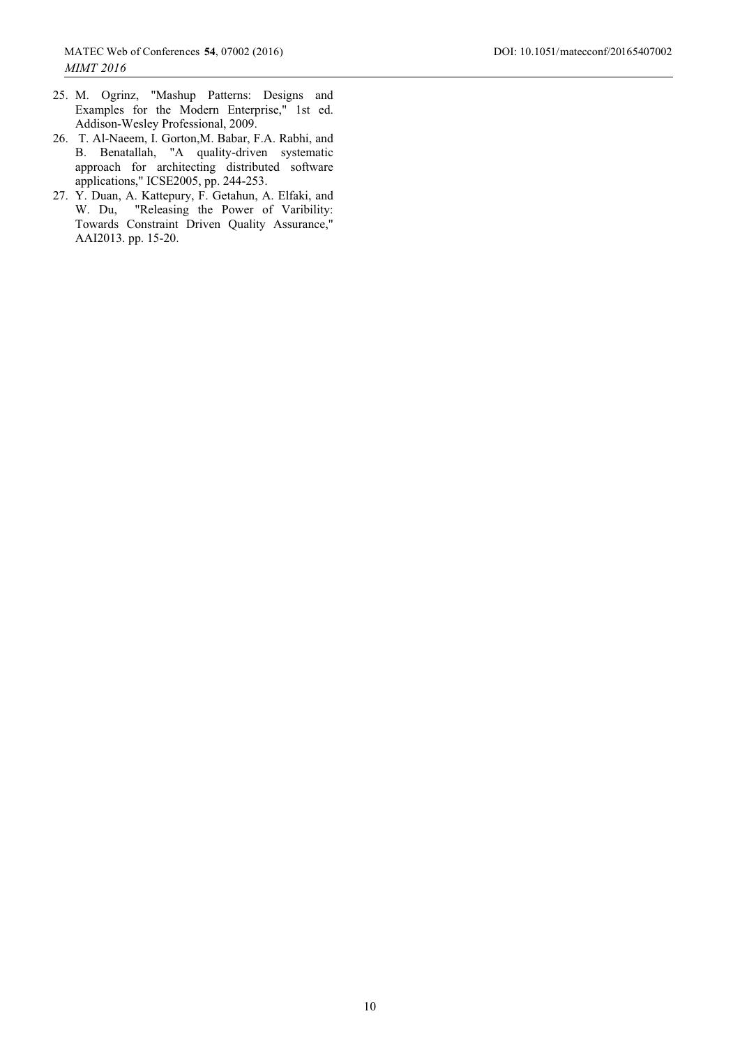25. M. Ogrinz, "Mashup Patterns: Designs and Examples for the Modern Enterprise," 1st ed. Addison-Wesley Professional, 2009.
26. T. Al-Naeem, I. Gorton,M. Babar, F.A. Rabhi, and B. Benatallah, "A quality-driven systematic approach for architecting distributed software applications," ICSE2005, pp. 244-253.
27. Y. Duan, A. Kattepury, F. Getahun, A. Elfaki, and W. Du, "Releasing the Power of Varibility: Towards Constraint Driven Quality Assurance," AAI2013. pp. 15-20.